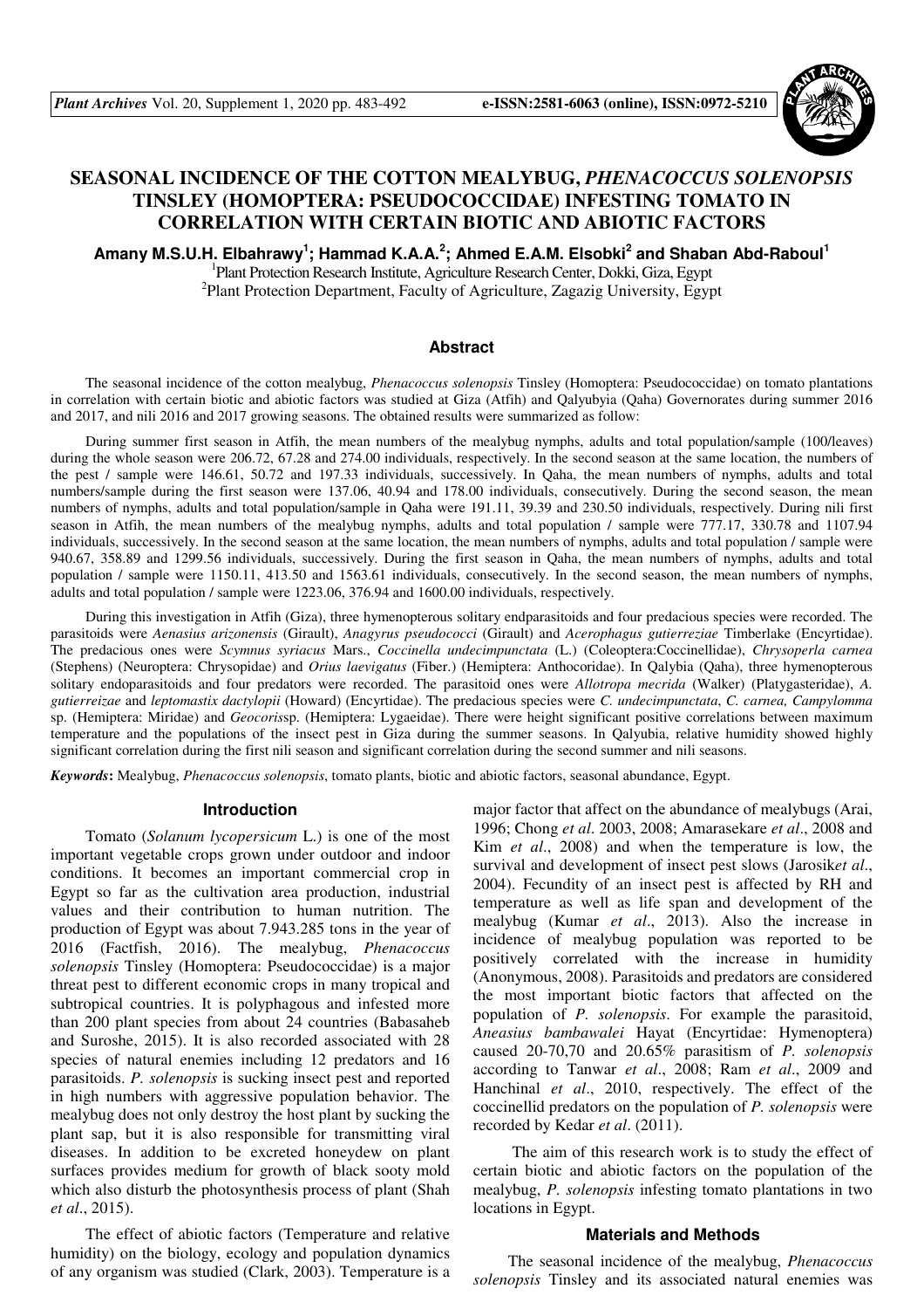# SEASONAL INCIDENCE OF THE COTTON MEALYBUG, *PHENACOCCUS SOLENOPSIS* TINSLEY (HOMOPTERA: PSEUDOCOCCIDAE) INFESTING TOMATO IN CORRELATION WITH CERTAIN BIOTIC AND ABIOTIC FACTORS

**Amany M.S.U.H. Elbahrawy[1]; Hammad K.A.A.[2]; Ahmed E.A.M. Elsobki[2] and Shaban Abd-Raboul[1]**

[1]Plant Protection Research Institute, Agriculture Research Center, Dokki, Giza, Egypt
[2]Plant Protection Department, Faculty of Agriculture, Zagazig University, Egypt

## Abstract

The seasonal incidence of the cotton mealybug, *Phenacoccus solenopsis* Tinsley (Homoptera: Pseudococcidae) on tomato plantations in correlation with certain biotic and abiotic factors was studied at Giza (Atfih) and Qalyubyia (Qaha) Governorates during summer 2016 and 2017, and nili 2016 and 2017 growing seasons. The obtained results were summarized as follow:

During summer first season in Atfih, the mean numbers of the mealybug nymphs, adults and total population/sample (100/leaves) during the whole season were 206.72, 67.28 and 274.00 individuals, respectively. In the second season at the same location, the numbers of the pest / sample were 146.61, 50.72 and 197.33 individuals, successively. In Qaha, the mean numbers of nymphs, adults and total numbers/sample during the first season were 137.06, 40.94 and 178.00 individuals, consecutively. During the second season, the mean numbers of nymphs, adults and total population/sample in Qaha were 191.11, 39.39 and 230.50 individuals, respectively. During nili first season in Atfih, the mean numbers of the mealybug nymphs, adults and total population / sample were 777.17, 330.78 and 1107.94 individuals, successively. In the second season at the same location, the mean numbers of nymphs, adults and total population / sample were 940.67, 358.89 and 1299.56 individuals, successively. During the first season in Qaha, the mean numbers of nymphs, adults and total population / sample were 1150.11, 413.50 and 1563.61 individuals, consecutively. In the second season, the mean numbers of nymphs, adults and total population / sample were 1223.06, 376.94 and 1600.00 individuals, respectively.

During this investigation in Atfih (Giza), three hymenopterous solitary endparasitoids and four predacious species were recorded. The parasitoids were *Aenasius arizonensis* (Girault), *Anagyrus pseudococci* (Girault) and *Acerophagus gutierreziae* Timberlake (Encyrtidae). The predacious ones were *Scymnus syriacus* Mars., *Coccinella undecimpunctata* (L.) (Coleoptera:Coccinellidae), *Chrysoperla carnea* (Stephens) (Neuroptera: Chrysopidae) and *Orius laevigatus* (Fiber.) (Hemiptera: Anthocoridae). In Qalybia (Qaha), three hymenopterous solitary endoparasitoids and four predators were recorded. The parasitoid ones were *Allotropa mecrida* (Walker) (Platygasteridae), *A. gutierreizae* and *leptomastix dactylopii* (Howard) (Encyrtidae). The predacious species were *C. undecimpunctata*, *C. carnea, Campylomma* sp. (Hemiptera: Miridae) and *Geocoris*sp. (Hemiptera: Lygaeidae). There were height significant positive correlations between maximum temperature and the populations of the insect pest in Giza during the summer seasons. In Qalyubia, relative humidity showed highly significant correlation during the first nili season and significant correlation during the second summer and nili seasons.

***Keywords*:** Mealybug, *Phenacoccus solenopsis*, tomato plants, biotic and abiotic factors, seasonal abundance, Egypt.

## Introduction

Tomato (*Solanum lycopersicum* L.) is one of the most important vegetable crops grown under outdoor and indoor conditions. It becomes an important commercial crop in Egypt so far as the cultivation area production, industrial values and their contribution to human nutrition. The production of Egypt was about 7.943.285 tons in the year of 2016 (Factfish, 2016). The mealybug, *Phenacoccus solenopsis* Tinsley (Homoptera: Pseudococcidae) is a major threat pest to different economic crops in many tropical and subtropical countries. It is polyphagous and infested more than 200 plant species from about 24 countries (Babasaheb and Suroshe, 2015). It is also recorded associated with 28 species of natural enemies including 12 predators and 16 parasitoids. *P. solenopsis* is sucking insect pest and reported in high numbers with aggressive population behavior. The mealybug does not only destroy the host plant by sucking the plant sap, but it is also responsible for transmitting viral diseases. In addition to be excreted honeydew on plant surfaces provides medium for growth of black sooty mold which also disturb the photosynthesis process of plant (Shah *et al*., 2015).

The effect of abiotic factors (Temperature and relative humidity) on the biology, ecology and population dynamics of any organism was studied (Clark, 2003). Temperature is a major factor that affect on the abundance of mealybugs (Arai, 1996; Chong *et al*. 2003, 2008; Amarasekare *et al*., 2008 and Kim *et al*., 2008) and when the temperature is low, the survival and development of insect pest slows (Jarosik*et al*., 2004). Fecundity of an insect pest is affected by RH and temperature as well as life span and development of the mealybug (Kumar *et al*., 2013). Also the increase in incidence of mealybug population was reported to be positively correlated with the increase in humidity (Anonymous, 2008). Parasitoids and predators are considered the most important biotic factors that affected on the population of *P. solenopsis*. For example the parasitoid, *Aneasius bambawalei* Hayat (Encyrtidae: Hymenoptera) caused 20-70,70 and 20.65% parasitism of *P. solenopsis* according to Tanwar *et al*., 2008; Ram *et al*., 2009 and Hanchinal *et al*., 2010, respectively. The effect of the coccinellid predators on the population of *P. solenopsis* were recorded by Kedar *et al*. (2011).

The aim of this research work is to study the effect of certain biotic and abiotic factors on the population of the mealybug, *P. solenopsis* infesting tomato plantations in two locations in Egypt.

## Materials and Methods

The seasonal incidence of the mealybug, *Phenacoccus solenopsis* Tinsley and its associated natural enemies was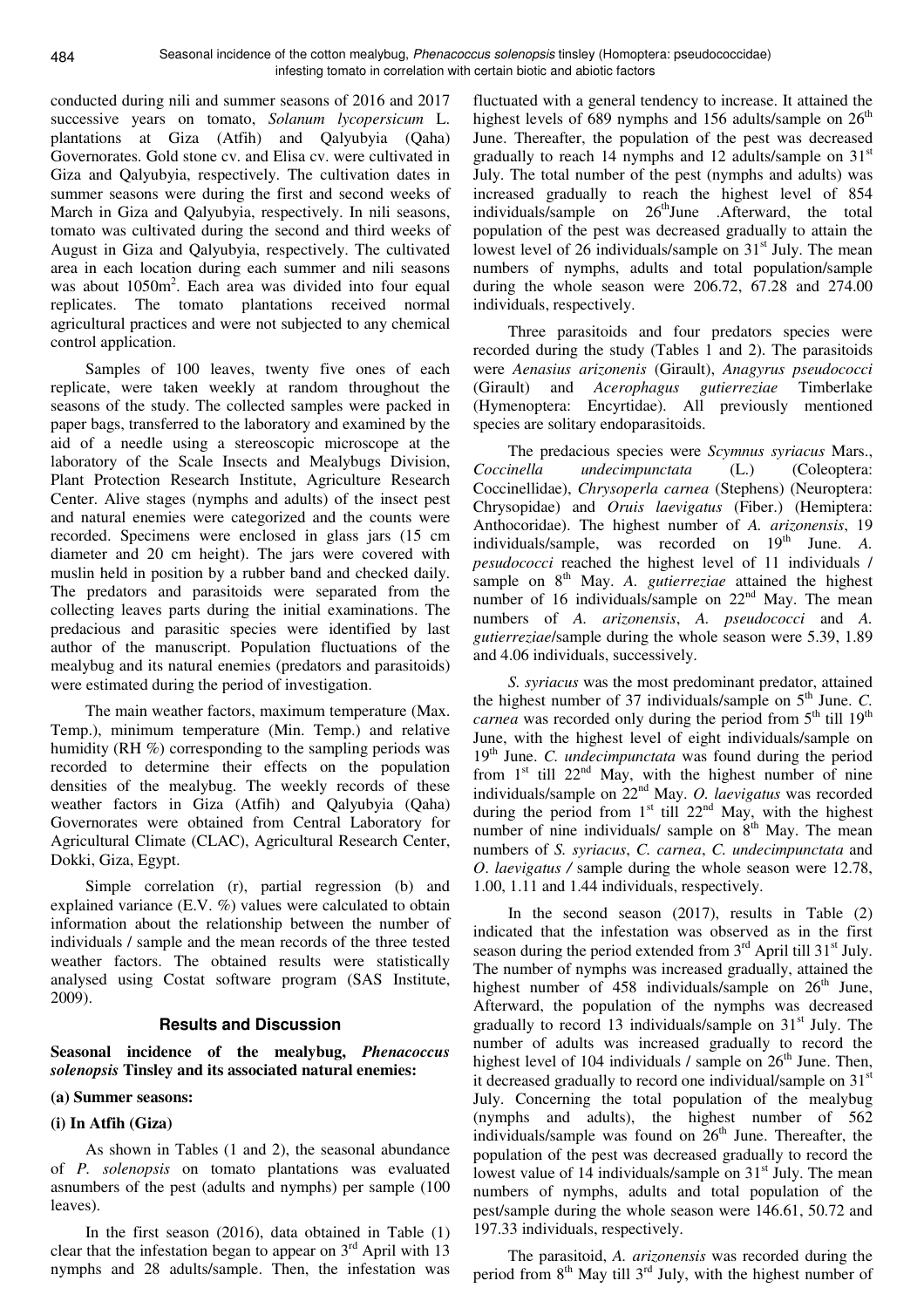conducted during nili and summer seasons of 2016 and 2017 successive years on tomato, *Solanum lycopersicum* L. plantations at Giza (Atfih) and Qalyubyia (Qaha) Governorates. Gold stone cv. and Elisa cv. were cultivated in Giza and Qalyubyia, respectively. The cultivation dates in summer seasons were during the first and second weeks of March in Giza and Qalyubyia, respectively. In nili seasons, tomato was cultivated during the second and third weeks of August in Giza and Qalyubyia, respectively. The cultivated area in each location during each summer and nili seasons was about 1050m$^2$. Each area was divided into four equal replicates. The tomato plantations received normal agricultural practices and were not subjected to any chemical control application.

Samples of 100 leaves, twenty five ones of each replicate, were taken weekly at random throughout the seasons of the study. The collected samples were packed in paper bags, transferred to the laboratory and examined by the aid of a needle using a stereoscopic microscope at the laboratory of the Scale Insects and Mealybugs Division, Plant Protection Research Institute, Agriculture Research Center. Alive stages (nymphs and adults) of the insect pest and natural enemies were categorized and the counts were recorded. Specimens were enclosed in glass jars (15 cm diameter and 20 cm height). The jars were covered with muslin held in position by a rubber band and checked daily. The predators and parasitoids were separated from the collecting leaves parts during the initial examinations. The predacious and parasitic species were identified by last author of the manuscript. Population fluctuations of the mealybug and its natural enemies (predators and parasitoids) were estimated during the period of investigation.

The main weather factors, maximum temperature (Max. Temp.), minimum temperature (Min. Temp.) and relative humidity (RH %) corresponding to the sampling periods was recorded to determine their effects on the population densities of the mealybug. The weekly records of these weather factors in Giza (Atfih) and Qalyubyia (Qaha) Governorates were obtained from Central Laboratory for Agricultural Climate (CLAC), Agricultural Research Center, Dokki, Giza, Egypt.

Simple correlation (r), partial regression (b) and explained variance (E.V. %) values were calculated to obtain information about the relationship between the number of individuals / sample and the mean records of the three tested weather factors. The obtained results were statistically analysed using Costat software program (SAS Institute, 2009).

## Results and Discussion

### Seasonal incidence of the mealybug, *Phenacoccus solenopsis* Tinsley and its associated natural enemies:

#### (a) Summer seasons:

#### (i) In Atfih (Giza)

As shown in Tables (1 and 2), the seasonal abundance of *P. solenopsis* on tomato plantations was evaluated asnumbers of the pest (adults and nymphs) per sample (100 leaves).

In the first season (2016), data obtained in Table (1) clear that the infestation began to appear on 3$^{rd}$ April with 13 nymphs and 28 adults/sample. Then, the infestation was fluctuated with a general tendency to increase. It attained the highest levels of 689 nymphs and 156 adults/sample on 26$^{th}$ June. Thereafter, the population of the pest was decreased gradually to reach 14 nymphs and 12 adults/sample on 31$^{st}$ July. The total number of the pest (nymphs and adults) was increased gradually to reach the highest level of 854 individuals/sample on 26$^{th}$June .Afterward, the total population of the pest was decreased gradually to attain the lowest level of 26 individuals/sample on 31$^{st}$ July. The mean numbers of nymphs, adults and total population/sample during the whole season were 206.72, 67.28 and 274.00 individuals, respectively.

Three parasitoids and four predators species were recorded during the study (Tables 1 and 2). The parasitoids were *Aenasius arizonenis* (Girault), *Anagyrus pseudococci* (Girault) and *Acerophagus gutierreziae* Timberlake (Hymenoptera: Encyrtidae). All previously mentioned species are solitary endoparasitoids.

The predacious species were *Scymnus syriacus* Mars., *Coccinella undecimpunctata* (L.) (Coleoptera: Coccinellidae), *Chrysoperla carnea* (Stephens) (Neuroptera: Chrysopidae) and *Oruis laevigatus* (Fiber.) (Hemiptera: Anthocoridae). The highest number of *A. arizonensis*, 19 individuals/sample, was recorded on 19$^{th}$ June. *A. pesudococci* reached the highest level of 11 individuals / sample on 8$^{th}$ May. *A. gutierreziae* attained the highest number of 16 individuals/sample on 22$^{nd}$ May. The mean numbers of *A. arizonensis*, *A. pseudococci* and *A. gutierreziae*/sample during the whole season were 5.39, 1.89 and 4.06 individuals, successively.

*S. syriacus* was the most predominant predator, attained the highest number of 37 individuals/sample on 5$^{th}$ June. *C. carnea* was recorded only during the period from 5$^{th}$ till 19$^{th}$ June, with the highest level of eight individuals/sample on 19$^{th}$ June. *C. undecimpunctata* was found during the period from 1$^{st}$ till 22$^{nd}$ May, with the highest number of nine individuals/sample on 22$^{nd}$ May. *O. laevigatus* was recorded during the period from 1$^{st}$ till 22$^{nd}$ May, with the highest number of nine individuals/ sample on 8$^{th}$ May. The mean numbers of *S. syriacus*, *C. carnea*, *C. undecimpunctata* and *O. laevigatus* / sample during the whole season were 12.78, 1.00, 1.11 and 1.44 individuals, respectively.

In the second season (2017), results in Table (2) indicated that the infestation was observed as in the first season during the period extended from 3$^{rd}$ April till 31$^{st}$ July. The number of nymphs was increased gradually, attained the highest number of 458 individuals/sample on 26$^{th}$ June, Afterward, the population of the nymphs was decreased gradually to record 13 individuals/sample on 31$^{st}$ July. The number of adults was increased gradually to record the highest level of 104 individuals / sample on 26$^{th}$ June. Then, it decreased gradually to record one individual/sample on 31$^{st}$ July. Concerning the total population of the mealybug (nymphs and adults), the highest number of 562 individuals/sample was found on 26$^{th}$ June. Thereafter, the population of the pest was decreased gradually to record the lowest value of 14 individuals/sample on 31$^{st}$ July. The mean numbers of nymphs, adults and total population of the pest/sample during the whole season were 146.61, 50.72 and 197.33 individuals, respectively.

The parasitoid, *A. arizonensis* was recorded during the period from 8$^{th}$ May till 3$^{rd}$ July, with the highest number of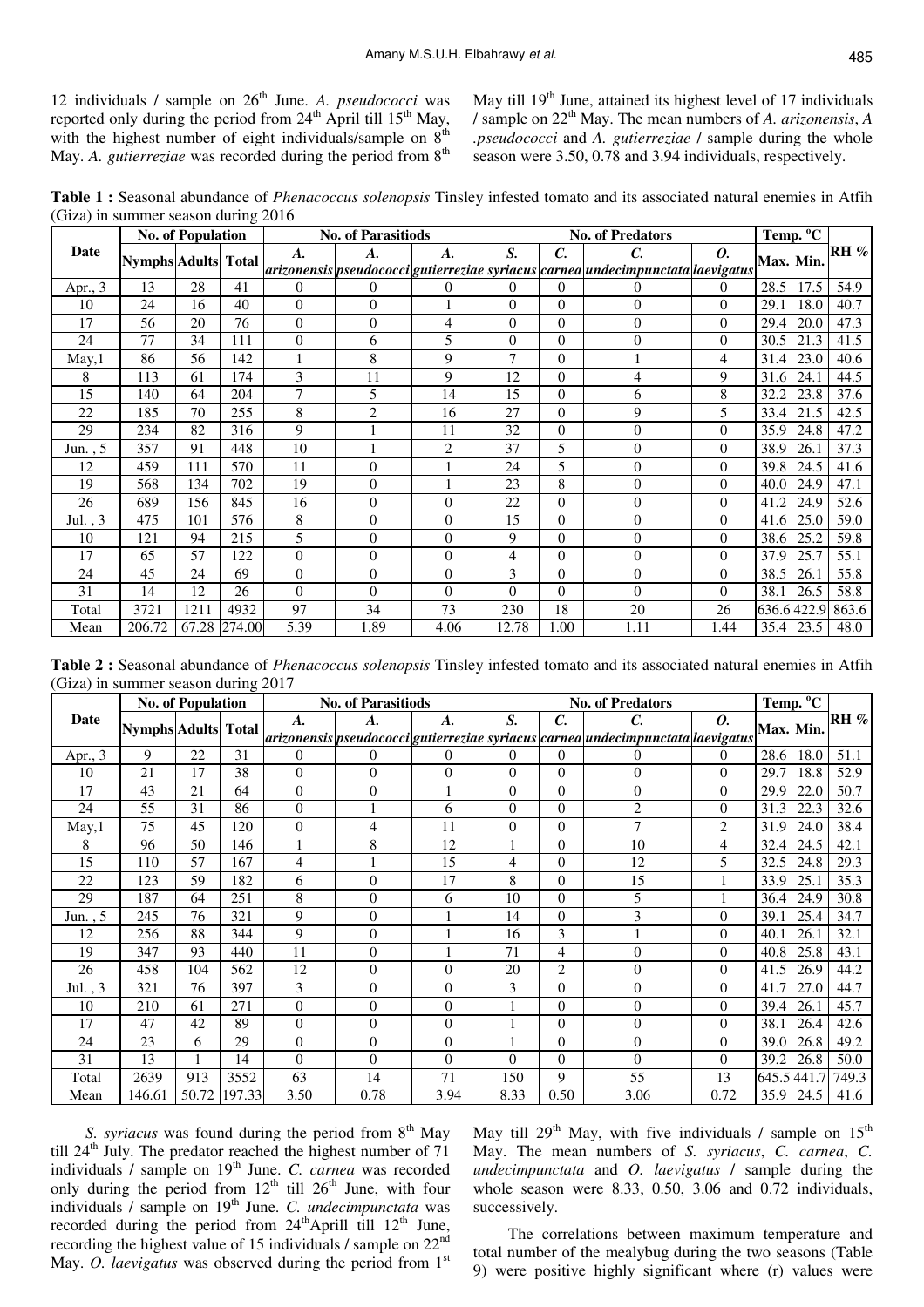12 individuals / sample on 26th June. *A. pseudococci* was reported only during the period from 24th April till 15th May, with the highest number of eight individuals/sample on 8th May. *A. gutierreziae* was recorded during the period from 8th May till 19th June, attained its highest level of 17 individuals / sample on 22nd May. The mean numbers of *A. arizonensis*, *A .pseudococci* and *A. gutierreziae* / sample during the whole season were 3.50, 0.78 and 3.94 individuals, respectively.

**Table 1 :** Seasonal abundance of *Phenacoccus solenopsis* Tinsley infested tomato and its associated natural enemies in Atfih (Giza) in summer season during 2016

| Date | No. of Population | | | No. of Parasitiods | | | No. of Predators | | | | Temp. °C | | RH % |
|---|---|---|---|---|---|---|---|---|---|---|---|---|---|
| | Nymphs | Adults | Total | *A. arizonensis* | *A. pseudococci* | *A. gutierreziae* | *S. syriacus* | *C. carnea* | *C. undecimpunctata* | *O. laevigatus* | Max. | Min. | |
| Apr., 3 | 13 | 28 | 41 | 0 | 0 | 0 | 0 | 0 | 0 | 0 | 28.5 | 17.5 | 54.9 |
| 10 | 24 | 16 | 40 | 0 | 0 | 1 | 0 | 0 | 0 | 0 | 29.1 | 18.0 | 40.7 |
| 17 | 56 | 20 | 76 | 0 | 0 | 4 | 0 | 0 | 0 | 0 | 29.4 | 20.0 | 47.3 |
| 24 | 77 | 34 | 111 | 0 | 6 | 5 | 0 | 0 | 0 | 0 | 30.5 | 21.3 | 41.5 |
| May,1 | 86 | 56 | 142 | 1 | 8 | 9 | 7 | 0 | 1 | 4 | 31.4 | 23.0 | 40.6 |
| 8 | 113 | 61 | 174 | 3 | 11 | 9 | 12 | 0 | 4 | 9 | 31.6 | 24.1 | 44.5 |
| 15 | 140 | 64 | 204 | 7 | 5 | 14 | 15 | 0 | 6 | 8 | 32.2 | 23.8 | 37.6 |
| 22 | 185 | 70 | 255 | 8 | 2 | 16 | 27 | 0 | 9 | 5 | 33.4 | 21.5 | 42.5 |
| 29 | 234 | 82 | 316 | 9 | 1 | 11 | 32 | 0 | 0 | 0 | 35.9 | 24.8 | 47.2 |
| Jun. , 5 | 357 | 91 | 448 | 10 | 1 | 2 | 37 | 5 | 0 | 0 | 38.9 | 26.1 | 37.3 |
| 12 | 459 | 111 | 570 | 11 | 0 | 1 | 24 | 5 | 0 | 0 | 39.8 | 24.5 | 41.6 |
| 19 | 568 | 134 | 702 | 19 | 0 | 1 | 23 | 8 | 0 | 0 | 40.0 | 24.9 | 47.1 |
| 26 | 689 | 156 | 845 | 16 | 0 | 0 | 22 | 0 | 0 | 0 | 41.2 | 24.9 | 52.6 |
| Jul. , 3 | 475 | 101 | 576 | 8 | 0 | 0 | 15 | 0 | 0 | 0 | 41.6 | 25.0 | 59.0 |
| 10 | 121 | 94 | 215 | 5 | 0 | 0 | 9 | 0 | 0 | 0 | 38.6 | 25.2 | 59.8 |
| 17 | 65 | 57 | 122 | 0 | 0 | 0 | 4 | 0 | 0 | 0 | 37.9 | 25.7 | 55.1 |
| 24 | 45 | 24 | 69 | 0 | 0 | 0 | 3 | 0 | 0 | 0 | 38.5 | 26.1 | 55.8 |
| 31 | 14 | 12 | 26 | 0 | 0 | 0 | 0 | 0 | 0 | 0 | 38.1 | 26.5 | 58.8 |
| Total | 3721 | 1211 | 4932 | 97 | 34 | 73 | 230 | 18 | 20 | 26 | 636.6 | 422.9 | 863.6 |
| Mean | 206.72 | 67.28 | 274.00 | 5.39 | 1.89 | 4.06 | 12.78 | 1.00 | 1.11 | 1.44 | 35.4 | 23.5 | 48.0 |

**Table 2 :** Seasonal abundance of *Phenacoccus solenopsis* Tinsley infested tomato and its associated natural enemies in Atfih (Giza) in summer season during 2017

| Date | No. of Population | | | No. of Parasitiods | | | No. of Predators | | | | Temp. °C | | RH % |
|---|---|---|---|---|---|---|---|---|---|---|---|---|---|
| | Nymphs | Adults | Total | *A. arizonensis* | *A. pseudococci* | *A. gutierreziae* | *S. syriacus* | *C. carnea* | *C. undecimpunctata* | *O. laevigatus* | Max. | Min. | |
| Apr., 3 | 9 | 22 | 31 | 0 | 0 | 0 | 0 | 0 | 0 | 0 | 28.6 | 18.0 | 51.1 |
| 10 | 21 | 17 | 38 | 0 | 0 | 0 | 0 | 0 | 0 | 0 | 29.7 | 18.8 | 52.9 |
| 17 | 43 | 21 | 64 | 0 | 0 | 1 | 0 | 0 | 0 | 0 | 29.9 | 22.0 | 50.7 |
| 24 | 55 | 31 | 86 | 0 | 1 | 6 | 0 | 0 | 2 | 0 | 31.3 | 22.3 | 32.6 |
| May,1 | 75 | 45 | 120 | 0 | 4 | 11 | 0 | 0 | 7 | 2 | 31.9 | 24.0 | 38.4 |
| 8 | 96 | 50 | 146 | 1 | 8 | 12 | 1 | 0 | 10 | 4 | 32.4 | 24.5 | 42.1 |
| 15 | 110 | 57 | 167 | 4 | 1 | 15 | 4 | 0 | 12 | 5 | 32.5 | 24.8 | 29.3 |
| 22 | 123 | 59 | 182 | 6 | 0 | 17 | 8 | 0 | 15 | 1 | 33.9 | 25.1 | 35.3 |
| 29 | 187 | 64 | 251 | 8 | 0 | 6 | 10 | 0 | 5 | 1 | 36.4 | 24.9 | 30.8 |
| Jun. , 5 | 245 | 76 | 321 | 9 | 0 | 1 | 14 | 0 | 3 | 0 | 39.1 | 25.4 | 34.7 |
| 12 | 256 | 88 | 344 | 9 | 0 | 1 | 16 | 3 | 1 | 0 | 40.1 | 26.1 | 32.1 |
| 19 | 347 | 93 | 440 | 11 | 0 | 1 | 71 | 4 | 0 | 0 | 40.8 | 25.8 | 43.1 |
| 26 | 458 | 104 | 562 | 12 | 0 | 0 | 20 | 2 | 0 | 0 | 41.5 | 26.9 | 44.2 |
| Jul. , 3 | 321 | 76 | 397 | 3 | 0 | 0 | 3 | 0 | 0 | 0 | 41.7 | 27.0 | 44.7 |
| 10 | 210 | 61 | 271 | 0 | 0 | 0 | 1 | 0 | 0 | 0 | 39.4 | 26.1 | 45.7 |
| 17 | 47 | 42 | 89 | 0 | 0 | 0 | 1 | 0 | 0 | 0 | 38.1 | 26.4 | 42.6 |
| 24 | 23 | 6 | 29 | 0 | 0 | 0 | 1 | 0 | 0 | 0 | 39.0 | 26.8 | 49.2 |
| 31 | 13 | 1 | 14 | 0 | 0 | 0 | 0 | 0 | 0 | 0 | 39.2 | 26.8 | 50.0 |
| Total | 2639 | 913 | 3552 | 63 | 14 | 71 | 150 | 9 | 55 | 13 | 645.5 | 441.7 | 749.3 |
| Mean | 146.61 | 50.72 | 197.33 | 3.50 | 0.78 | 3.94 | 8.33 | 0.50 | 3.06 | 0.72 | 35.9 | 24.5 | 41.6 |

*S. syriacus* was found during the period from 8th May till 24th July. The predator reached the highest number of 71 individuals / sample on 19th June. *C. carnea* was recorded only during the period from 12th till 26th June, with four individuals / sample on 19th June. *C. undecimpunctata* was recorded during the period from 24th Aprill till 12th June, recording the highest value of 15 individuals / sample on 22nd May. *O. laevigatus* was observed during the period from 1st May till 29th May, with five individuals / sample on 15th May. The mean numbers of *S. syriacus*, *C. carnea*, *C. undecimpunctata* and *O. laevigatus* / sample during the whole season were 8.33, 0.50, 3.06 and 0.72 individuals, successively.

The correlations between maximum temperature and total number of the mealybug during the two seasons (Table 9) were positive highly significant where (r) values were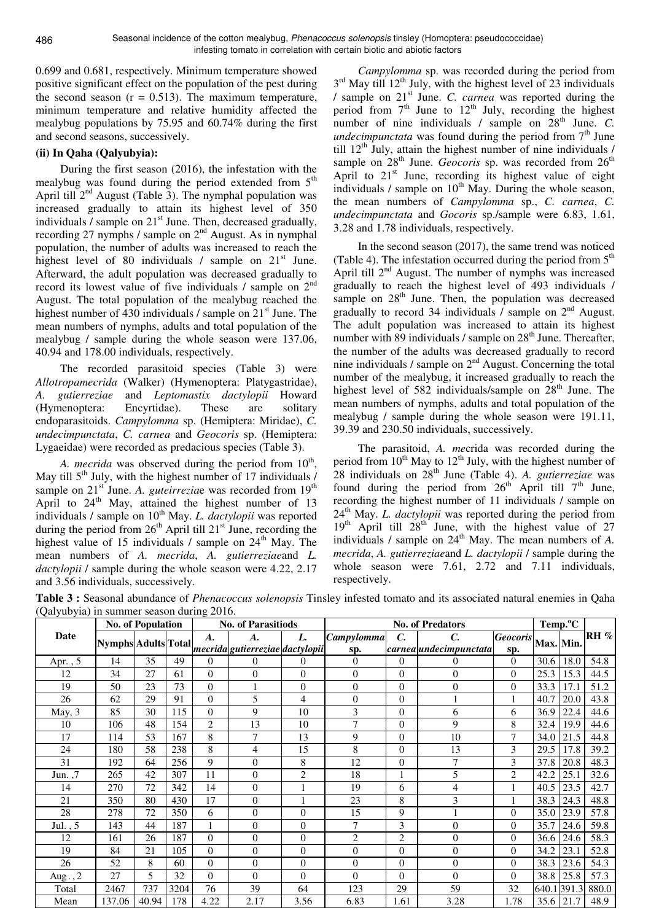0.699 and 0.681, respectively. Minimum temperature showed positive significant effect on the population of the pest during the second season (r = 0.513). The maximum temperature, minimum temperature and relative humidity affected the mealybug populations by 75.95 and 60.74% during the first and second seasons, successively.

### (ii) In Qaha (Qalyubyia):

During the first season (2016), the infestation with the mealybug was found during the period extended from 5th April till 2nd August (Table 3). The nymphal population was increased gradually to attain its highest level of 350 individuals / sample on 21st June. Then, decreased gradually, recording 27 nymphs / sample on 2nd August. As in nymphal population, the number of adults was increased to reach the highest level of 80 individuals / sample on 21st June. Afterward, the adult population was decreased gradually to record its lowest value of five individuals / sample on 2nd August. The total population of the mealybug reached the highest number of 430 individuals / sample on 21st June. The mean numbers of nymphs, adults and total population of the mealybug / sample during the whole season were 137.06, 40.94 and 178.00 individuals, respectively.

The recorded parasitoid species (Table 3) were *Allotropamecrida* (Walker) (Hymenoptera: Platygastridae), *A. gutierreziae* and *Leptomastix dactylopii* Howard (Hymenoptera: Encyrtidae). These are solitary endoparasitoids. *Campylomma* sp. (Hemiptera: Miridae), *C. undecimpunctata*, *C. carnea* and *Geocoris* sp. (Hemiptera: Lygaeidae) were recorded as predacious species (Table 3).

*A. mecrida* was observed during the period from 10th, May till 5th July, with the highest number of 17 individuals / sample on 21st June. *A. guteirrezia*e was recorded from 19th April to 24th May, attained the highest number of 13 individuals / sample on 10th May. *L. dactylopii* was reported during the period from 26th April till 21st June, recording the highest value of 15 individuals / sample on 24th May. The mean numbers of *A. mecrida*, *A. gutierreziae*and *L. dactylopii* / sample during the whole season were 4.22, 2.17 and 3.56 individuals, successively.

*Campylomma* sp. was recorded during the period from 3rd May till 12th July, with the highest level of 23 individuals / sample on 21st June. *C. carnea* was reported during the period from 7th June to 12th July, recording the highest number of nine individuals / sample on 28th June. *C. undecimpunctata* was found during the period from 7th June till 12th July, attain the highest number of nine individuals / sample on 28th June. *Geocoris* sp. was recorded from 26th April to 21st June, recording its highest value of eight individuals / sample on 10th May. During the whole season, the mean numbers of *Campylomma* sp., *C. carnea*, *C. undecimpunctata* and *Gocoris* sp./sample were 6.83, 1.61, 3.28 and 1.78 individuals, respectively.

In the second season (2017), the same trend was noticed (Table 4). The infestation occurred during the period from 5th April till 2nd August. The number of nymphs was increased gradually to reach the highest level of 493 individuals / sample on 28th June. Then, the population was decreased gradually to record 34 individuals / sample on 2nd August. The adult population was increased to attain its highest number with 89 individuals / sample on 28th June. Thereafter, the number of the adults was decreased gradually to record nine individuals / sample on 2nd August. Concerning the total number of the mealybug, it increased gradually to reach the highest level of 582 individuals/sample on 28th June. The mean numbers of nymphs, adults and total population of the mealybug / sample during the whole season were 191.11, 39.39 and 230.50 individuals, successively.

The parasitoid, *A. me*crida was recorded during the period from 10th May to 12th July, with the highest number of 28 individuals on 28th June (Table 4). *A. gutierreziae* was found during the period from 26th April till 7th June, recording the highest number of 11 individuals / sample on 24th May. *L. dactylopii* was reported during the period from 19th April till 28th June, with the highest value of 27 individuals / sample on 24th May. The mean numbers of *A. mecrida*, *A. gutierreziae*and *L. dactylopii* / sample during the whole season were 7.61, 2.72 and 7.11 individuals, respectively.

**Table 3 :** Seasonal abundance of *Phenacoccus solenopsis* Tinsley infested tomato and its associated natural enemies in Qaha (Qalyubyia) in summer season during 2016.

| Date | No. of Population | | | No. of Parasitiods | | | No. of Predators | | | | Temp.ºC | | RH % |
|---|---|---|---|---|---|---|---|---|---|---|---|---|---|
| | Nymphs | Adults | Total | *A. mecrida* | *A. gutierreziae* | *L. dactylopii* | *Campylomma* sp. | *C. carnea* | *C. undecimpunctata* | *Geocoris* sp. | Max. | Min. | |
| Apr. , 5 | 14 | 35 | 49 | 0 | 0 | 0 | 0 | 0 | 0 | 0 | 30.6 | 18.0 | 54.8 |
| 12 | 34 | 27 | 61 | 0 | 0 | 0 | 0 | 0 | 0 | 0 | 25.3 | 15.3 | 44.5 |
| 19 | 50 | 23 | 73 | 0 | 1 | 0 | 0 | 0 | 0 | 0 | 33.3 | 17.1 | 51.2 |
| 26 | 62 | 29 | 91 | 0 | 5 | 4 | 0 | 0 | 1 | 1 | 40.7 | 20.0 | 43.8 |
| May, 3 | 85 | 30 | 115 | 0 | 9 | 10 | 3 | 0 | 6 | 6 | 36.9 | 22.4 | 44.6 |
| 10 | 106 | 48 | 154 | 2 | 13 | 10 | 7 | 0 | 9 | 8 | 32.4 | 19.9 | 44.6 |
| 17 | 114 | 53 | 167 | 8 | 7 | 13 | 9 | 0 | 10 | 7 | 34.0 | 21.5 | 44.8 |
| 24 | 180 | 58 | 238 | 8 | 4 | 15 | 8 | 0 | 13 | 3 | 29.5 | 17.8 | 39.2 |
| 31 | 192 | 64 | 256 | 9 | 0 | 8 | 12 | 0 | 7 | 3 | 37.8 | 20.8 | 48.3 |
| Jun. ,7 | 265 | 42 | 307 | 11 | 0 | 2 | 18 | 1 | 5 | 2 | 42.2 | 25.1 | 32.6 |
| 14 | 270 | 72 | 342 | 14 | 0 | 1 | 19 | 6 | 4 | 1 | 40.5 | 23.5 | 42.7 |
| 21 | 350 | 80 | 430 | 17 | 0 | 1 | 23 | 8 | 3 | 1 | 38.3 | 24.3 | 48.8 |
| 28 | 278 | 72 | 350 | 6 | 0 | 0 | 15 | 9 | 1 | 0 | 35.0 | 23.9 | 57.8 |
| Jul. , 5 | 143 | 44 | 187 | 1 | 0 | 0 | 7 | 3 | 0 | 0 | 35.7 | 24.6 | 59.8 |
| 12 | 161 | 26 | 187 | 0 | 0 | 0 | 2 | 2 | 0 | 0 | 36.6 | 24.6 | 58.3 |
| 19 | 84 | 21 | 105 | 0 | 0 | 0 | 0 | 0 | 0 | 0 | 34.2 | 23.1 | 52.8 |
| 26 | 52 | 8 | 60 | 0 | 0 | 0 | 0 | 0 | 0 | 0 | 38.3 | 23.6 | 54.3 |
| Aug . , 2 | 27 | 5 | 32 | 0 | 0 | 0 | 0 | 0 | 0 | 0 | 38.8 | 25.8 | 57.3 |
| Total | 2467 | 737 | 3204 | 76 | 39 | 64 | 123 | 29 | 59 | 32 | 640.1 | 391.3 | 880.0 |
| Mean | 137.06 | 40.94 | 178 | 4.22 | 2.17 | 3.56 | 6.83 | 1.61 | 3.28 | 1.78 | 35.6 | 21.7 | 48.9 |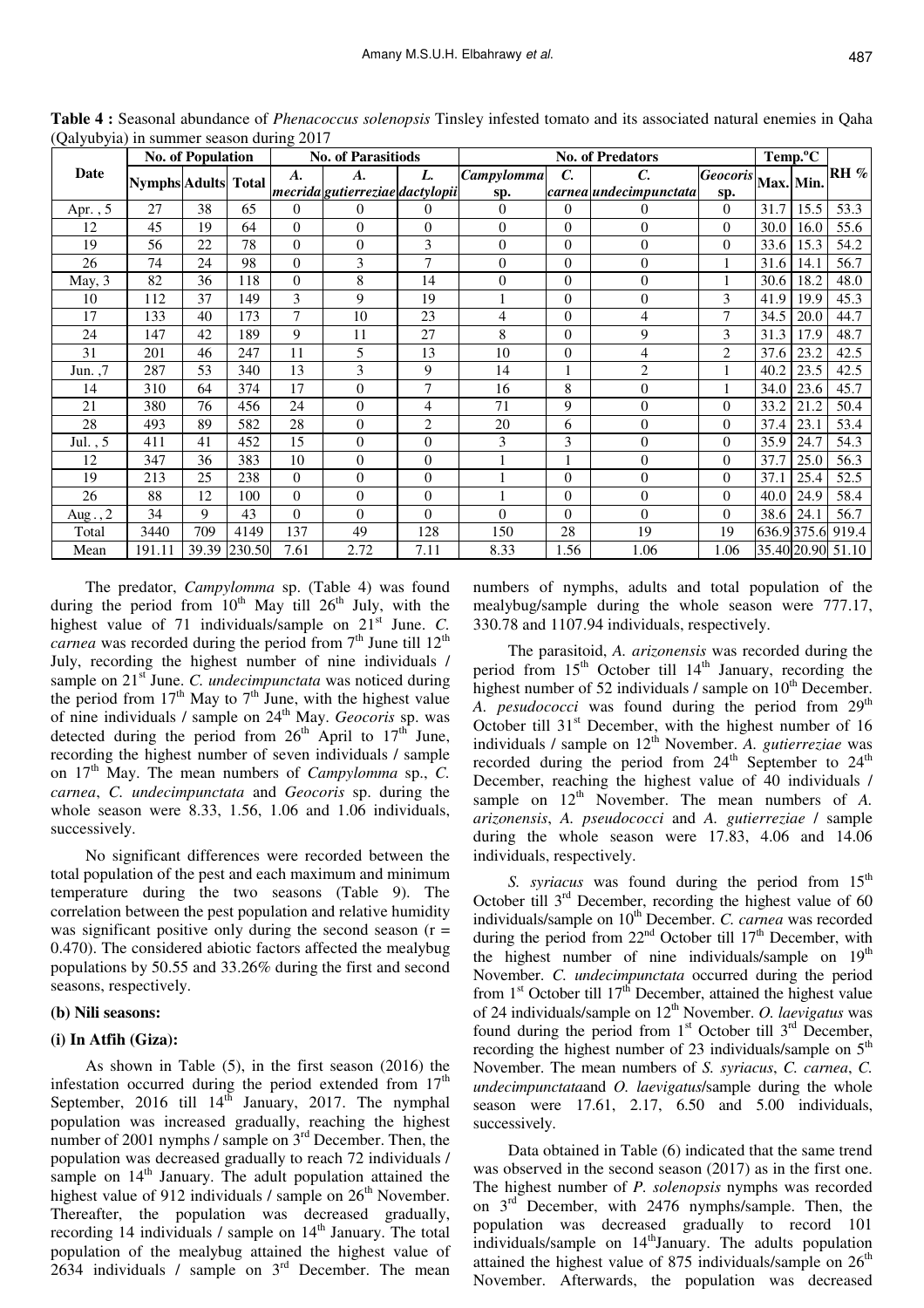**Table 4 :** Seasonal abundance of *Phenacoccus solenopsis* Tinsley infested tomato and its associated natural enemies in Qaha (Qalyubyia) in summer season during 2017

| Date | No. of Population | | | No. of Parasitiods | | | No. of Predators | | | | Temp.ºC | | RH % |
|---|---|---|---|---|---|---|---|---|---|---|---|---|---|
| | Nymphs | Adults | Total | *A. mecrida* | *A. gutierreziae* | *L. dactylopii* | *Campylomma* sp. | *C. carnea* | *C. undecimpunctata* | *Geocoris* sp. | Max. | Min. | |
| Apr. , 5 | 27 | 38 | 65 | 0 | 0 | 0 | 0 | 0 | 0 | 0 | 31.7 | 15.5 | 53.3 |
| 12 | 45 | 19 | 64 | 0 | 0 | 0 | 0 | 0 | 0 | 0 | 30.0 | 16.0 | 55.6 |
| 19 | 56 | 22 | 78 | 0 | 0 | 3 | 0 | 0 | 0 | 0 | 33.6 | 15.3 | 54.2 |
| 26 | 74 | 24 | 98 | 0 | 3 | 7 | 0 | 0 | 0 | 1 | 31.6 | 14.1 | 56.7 |
| May, 3 | 82 | 36 | 118 | 0 | 8 | 14 | 0 | 0 | 0 | 1 | 30.6 | 18.2 | 48.0 |
| 10 | 112 | 37 | 149 | 3 | 9 | 19 | 1 | 0 | 0 | 3 | 41.9 | 19.9 | 45.3 |
| 17 | 133 | 40 | 173 | 7 | 10 | 23 | 4 | 0 | 4 | 7 | 34.5 | 20.0 | 44.7 |
| 24 | 147 | 42 | 189 | 9 | 11 | 27 | 8 | 0 | 9 | 3 | 31.3 | 17.9 | 48.7 |
| 31 | 201 | 46 | 247 | 11 | 5 | 13 | 10 | 0 | 4 | 2 | 37.6 | 23.2 | 42.5 |
| Jun. ,7 | 287 | 53 | 340 | 13 | 3 | 9 | 14 | 1 | 2 | 1 | 40.2 | 23.5 | 42.5 |
| 14 | 310 | 64 | 374 | 17 | 0 | 7 | 16 | 8 | 0 | 1 | 34.0 | 23.6 | 45.7 |
| 21 | 380 | 76 | 456 | 24 | 0 | 4 | 71 | 9 | 0 | 0 | 33.2 | 21.2 | 50.4 |
| 28 | 493 | 89 | 582 | 28 | 0 | 2 | 20 | 6 | 0 | 0 | 37.4 | 23.1 | 53.4 |
| Jul. , 5 | 411 | 41 | 452 | 15 | 0 | 0 | 3 | 3 | 0 | 0 | 35.9 | 24.7 | 54.3 |
| 12 | 347 | 36 | 383 | 10 | 0 | 0 | 1 | 1 | 0 | 0 | 37.7 | 25.0 | 56.3 |
| 19 | 213 | 25 | 238 | 0 | 0 | 0 | 1 | 0 | 0 | 0 | 37.1 | 25.4 | 52.5 |
| 26 | 88 | 12 | 100 | 0 | 0 | 0 | 1 | 0 | 0 | 0 | 40.0 | 24.9 | 58.4 |
| Aug ., 2 | 34 | 9 | 43 | 0 | 0 | 0 | 0 | 0 | 0 | 0 | 38.6 | 24.1 | 56.7 |
| Total | 3440 | 709 | 4149 | 137 | 49 | 128 | 150 | 28 | 19 | 19 | 636.9 | 375.6 | 919.4 |
| Mean | 191.11 | 39.39 | 230.50 | 7.61 | 2.72 | 7.11 | 8.33 | 1.56 | 1.06 | 1.06 | 35.40 | 20.90 | 51.10 |

The predator, *Campylomma* sp. (Table 4) was found during the period from 10th May till 26th July, with the highest value of 71 individuals/sample on 21st June. *C. carnea* was recorded during the period from 7th June till 12th July, recording the highest number of nine individuals / sample on 21st June. *C. undecimpunctata* was noticed during the period from 17th May to 7th June, with the highest value of nine individuals / sample on 24th May. *Geocoris* sp. was detected during the period from 26th April to 17th June, recording the highest number of seven individuals / sample on 17th May. The mean numbers of *Campylomma* sp., *C. carnea*, *C. undecimpunctata* and *Geocoris* sp. during the whole season were 8.33, 1.56, 1.06 and 1.06 individuals, successively.

No significant differences were recorded between the total population of the pest and each maximum and minimum temperature during the two seasons (Table 9). The correlation between the pest population and relative humidity was significant positive only during the second season ($r = 0.470$). The considered abiotic factors affected the mealybug populations by 50.55 and 33.26% during the first and second seasons, respectively.

**(b) Nili seasons:**

**(i) In Atfih (Giza):**

As shown in Table (5), in the first season (2016) the infestation occurred during the period extended from 17th September, 2016 till 14th January, 2017. The nymphal population was increased gradually, reaching the highest number of 2001 nymphs / sample on 3rd December. Then, the population was decreased gradually to reach 72 individuals / sample on 14th January. The adult population attained the highest value of 912 individuals / sample on 26th November. Thereafter, the population was decreased gradually, recording 14 individuals / sample on 14th January. The total population of the mealybug attained the highest value of 2634 individuals / sample on 3rd December. The mean numbers of nymphs, adults and total population of the mealybug/sample during the whole season were 777.17, 330.78 and 1107.94 individuals, respectively.

The parasitoid, *A. arizonensis* was recorded during the period from 15th October till 14th January, recording the highest number of 52 individuals / sample on 10th December. *A. pesudococci* was found during the period from 29th October till 31st December, with the highest number of 16 individuals / sample on 12th November. *A. gutierreziae* was recorded during the period from 24th September to 24th December, reaching the highest value of 40 individuals / sample on 12th November. The mean numbers of *A. arizonensis*, *A. pseudococci* and *A. gutierreziae* / sample during the whole season were 17.83, 4.06 and 14.06 individuals, respectively.

*S. syriacus* was found during the period from 15th October till 3rd December, recording the highest value of 60 individuals/sample on 10th December. *C. carnea* was recorded during the period from 22nd October till 17th December, with the highest number of nine individuals/sample on 19th November. *C. undecimpunctata* occurred during the period from 1st October till 17th December, attained the highest value of 24 individuals/sample on 12th November. *O. laevigatus* was found during the period from 1st October till 3rd December, recording the highest number of 23 individuals/sample on 5th November. The mean numbers of *S. syriacus*, *C. carnea*, *C. undecimpunctata*and *O. laevigatus*/sample during the whole season were 17.61, 2.17, 6.50 and 5.00 individuals, successively.

Data obtained in Table (6) indicated that the same trend was observed in the second season (2017) as in the first one. The highest number of *P. solenopsis* nymphs was recorded on 3rd December, with 2476 nymphs/sample. Then, the population was decreased gradually to record 101 individuals/sample on 14thJanuary. The adults population attained the highest value of 875 individuals/sample on 26th November. Afterwards, the population was decreased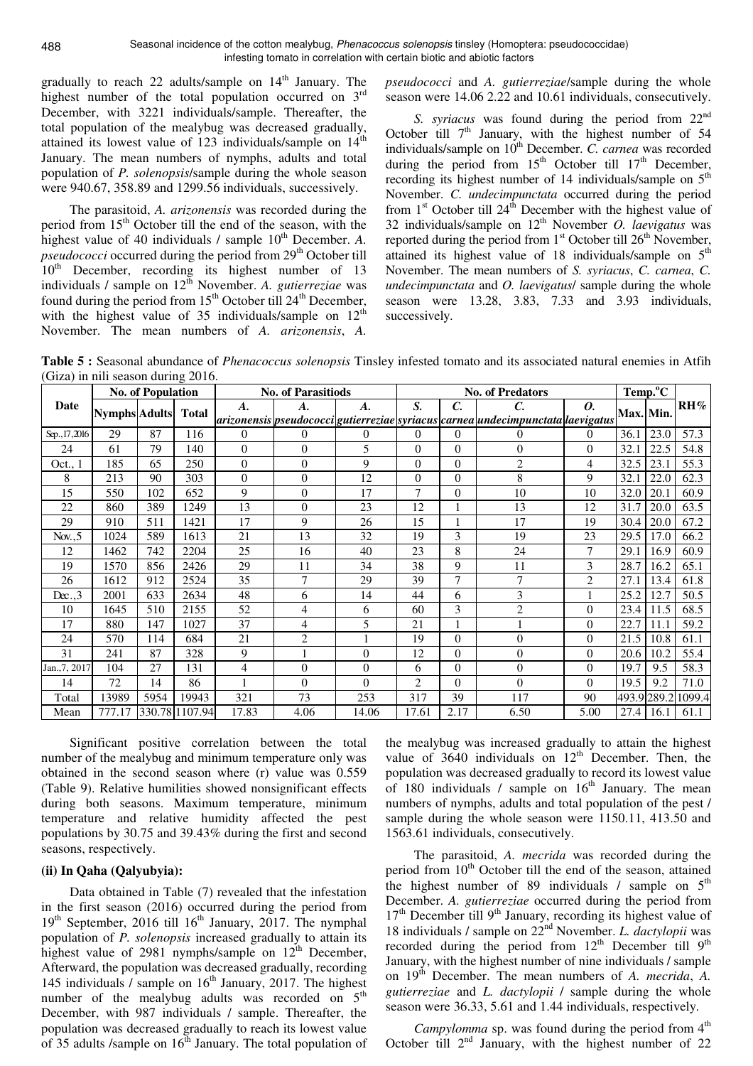gradually to reach 22 adults/sample on 14th January. The highest number of the total population occurred on 3rd December, with 3221 individuals/sample. Thereafter, the total population of the mealybug was decreased gradually, attained its lowest value of 123 individuals/sample on 14th January. The mean numbers of nymphs, adults and total population of *P. solenopsis*/sample during the whole season were 940.67, 358.89 and 1299.56 individuals, successively.

The parasitoid, *A. arizonensis* was recorded during the period from 15th October till the end of the season, with the highest value of 40 individuals / sample 10th December. *A. pseudococci* occurred during the period from 29th October till 10th December, recording its highest number of 13 individuals / sample on 12th November. *A. gutierreziae* was found during the period from 15th October till 24th December, with the highest value of 35 individuals/sample on 12th November. The mean numbers of *A. arizonensis*, *A. pseudococci* and *A. gutierreziae*/sample during the whole season were 14.06 2.22 and 10.61 individuals, consecutively.

*S. syriacus* was found during the period from 22nd October till 7th January, with the highest number of 54 individuals/sample on 10th December. *C. carnea* was recorded during the period from 15th October till 17th December, recording its highest number of 14 individuals/sample on 5th November. *C. undecimpunctata* occurred during the period from 1st October till 24th December with the highest value of 32 individuals/sample on 12th November *O. laevigatus* was reported during the period from 1st October till 26th November, attained its highest value of 18 individuals/sample on 5th November. The mean numbers of *S. syriacus*, *C. carnea*, *C. undecimpunctata* and *O. laevigatus*/ sample during the whole season were 13.28, 3.83, 7.33 and 3.93 individuals, successively.

**Table 5 :** Seasonal abundance of *Phenacoccus solenopsis* Tinsley infested tomato and its associated natural enemies in Atfih (Giza) in nili season during 2016.

| Date | No. of Population | | | No. of Parasitiods | | | No. of Predators | | | | Temp.°C | | RH% |
|---|---|---|---|---|---|---|---|---|---|---|---|---|---|
| | Nymphs | Adults | Total | *A. arizonensis* | *A. pseudococci* | *A. gutierreziae* | *S. syriacus* | *C. carnea* | *C. undecimpunctata* | *O. laevigatus* | Max. | Min. | |
| Sep.,17,2016 | 29 | 87 | 116 | 0 | 0 | 0 | 0 | 0 | 0 | 0 | 36.1 | 23.0 | 57.3 |
| 24 | 61 | 79 | 140 | 0 | 0 | 5 | 0 | 0 | 0 | 0 | 32.1 | 22.5 | 54.8 |
| Oct., 1 | 185 | 65 | 250 | 0 | 0 | 9 | 0 | 0 | 2 | 4 | 32.5 | 23.1 | 55.3 |
| 8 | 213 | 90 | 303 | 0 | 0 | 12 | 0 | 0 | 8 | 9 | 32.1 | 22.0 | 62.3 |
| 15 | 550 | 102 | 652 | 9 | 0 | 17 | 7 | 0 | 10 | 10 | 32.0 | 20.1 | 60.9 |
| 22 | 860 | 389 | 1249 | 13 | 0 | 23 | 12 | 1 | 13 | 12 | 31.7 | 20.0 | 63.5 |
| 29 | 910 | 511 | 1421 | 17 | 9 | 26 | 15 | 1 | 17 | 19 | 30.4 | 20.0 | 67.2 |
| Nov.,5 | 1024 | 589 | 1613 | 21 | 13 | 32 | 19 | 3 | 19 | 23 | 29.5 | 17.0 | 66.2 |
| 12 | 1462 | 742 | 2204 | 25 | 16 | 40 | 23 | 8 | 24 | 7 | 29.1 | 16.9 | 60.9 |
| 19 | 1570 | 856 | 2426 | 29 | 11 | 34 | 38 | 9 | 11 | 3 | 28.7 | 16.2 | 65.1 |
| 26 | 1612 | 912 | 2524 | 35 | 7 | 29 | 39 | 7 | 7 | 2 | 27.1 | 13.4 | 61.8 |
| Dec.,3 | 2001 | 633 | 2634 | 48 | 6 | 14 | 44 | 6 | 3 | 1 | 25.2 | 12.7 | 50.5 |
| 10 | 1645 | 510 | 2155 | 52 | 4 | 6 | 60 | 3 | 2 | 0 | 23.4 | 11.5 | 68.5 |
| 17 | 880 | 147 | 1027 | 37 | 4 | 5 | 21 | 1 | 1 | 0 | 22.7 | 11.1 | 59.2 |
| 24 | 570 | 114 | 684 | 21 | 2 | 1 | 19 | 0 | 0 | 0 | 21.5 | 10.8 | 61.1 |
| 31 | 241 | 87 | 328 | 9 | 1 | 0 | 12 | 0 | 0 | 0 | 20.6 | 10.2 | 55.4 |
| Jan.,7, 2017 | 104 | 27 | 131 | 4 | 0 | 0 | 6 | 0 | 0 | 0 | 19.7 | 9.5 | 58.3 |
| 14 | 72 | 14 | 86 | 1 | 0 | 0 | 2 | 0 | 0 | 0 | 19.5 | 9.2 | 71.0 |
| Total | 13989 | 5954 | 19943 | 321 | 73 | 253 | 317 | 39 | 117 | 90 | 493.9 | 289.2 | 1099.4 |
| Mean | 777.17 | 330.78 | 1107.94 | 17.83 | 4.06 | 14.06 | 17.61 | 2.17 | 6.50 | 5.00 | 27.4 | 16.1 | 61.1 |

Significant positive correlation between the total number of the mealybug and minimum temperature only was obtained in the second season where (r) value was 0.559 (Table 9). Relative humilities showed nonsignificant effects during both seasons. Maximum temperature, minimum temperature and relative humidity affected the pest populations by 30.75 and 39.43% during the first and second seasons, respectively.

### (ii) In Qaha (Qalyubyia):

Data obtained in Table (7) revealed that the infestation in the first season (2016) occurred during the period from 19th September, 2016 till 16th January, 2017. The nymphal population of *P. solenopsis* increased gradually to attain its highest value of 2981 nymphs/sample on 12th December, Afterward, the population was decreased gradually, recording 145 individuals / sample on 16th January, 2017. The highest number of the mealybug adults was recorded on 5th December, with 987 individuals / sample. Thereafter, the population was decreased gradually to reach its lowest value of 35 adults /sample on 16th January. The total population of the mealybug was increased gradually to attain the highest value of 3640 individuals on 12th December. Then, the population was decreased gradually to record its lowest value of 180 individuals / sample on 16th January. The mean numbers of nymphs, adults and total population of the pest / sample during the whole season were 1150.11, 413.50 and 1563.61 individuals, consecutively.

The parasitoid, *A. mecrida* was recorded during the period from 10th October till the end of the season, attained the highest number of 89 individuals / sample on 5th December. *A. gutierreziae* occurred during the period from 17th December till 9th January, recording its highest value of 18 individuals / sample on 22nd November. *L. dactylopii* was recorded during the period from 12th December till 9th January, with the highest number of nine individuals / sample on 19th December. The mean numbers of *A. mecrida*, *A. gutierreziae* and *L. dactylopii* / sample during the whole season were 36.33, 5.61 and 1.44 individuals, respectively.

*Campylomma* sp. was found during the period from 4th October till 2nd January, with the highest number of 22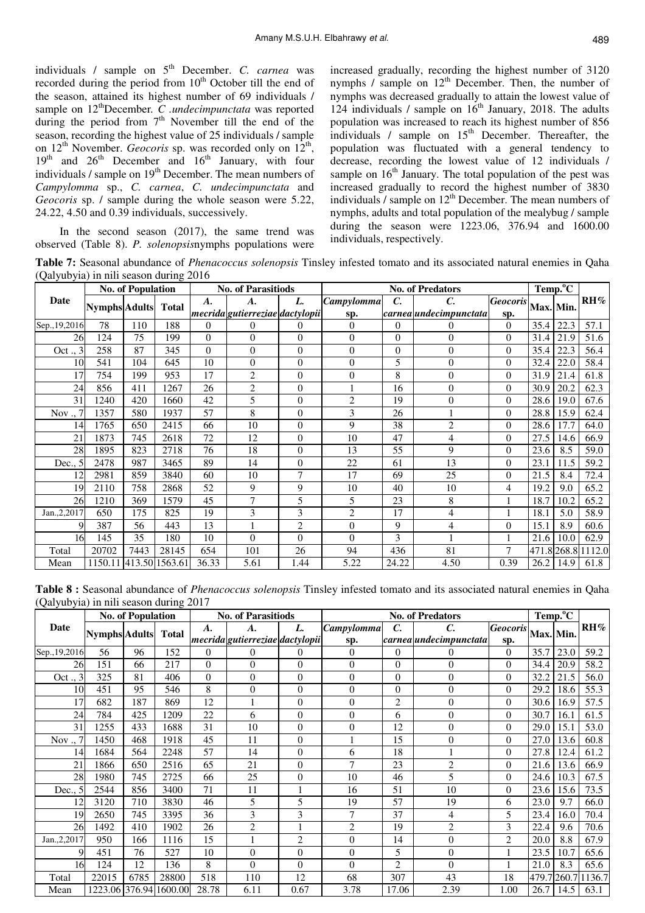individuals / sample on 5th December. *C. carnea* was recorded during the period from 10th October till the end of the season, attained its highest number of 69 individuals / sample on 12th December. *C .undecimpunctata* was reported during the period from 7th November till the end of the season, recording the highest value of 25 individuals / sample on 12th November. *Geocoris* sp. was recorded only on 12th, 19th and 26th December and 16th January, with four individuals / sample on 19th December. The mean numbers of *Campylomma* sp., *C. carnea*, *C. undecimpunctata* and *Geocoris* sp. / sample during the whole season were 5.22, 24.22, 4.50 and 0.39 individuals, successively.

In the second season (2017), the same trend was observed (Table 8). *P. solenopsis*nymphs populations were increased gradually, recording the highest number of 3120 nymphs / sample on 12th December. Then, the number of nymphs was decreased gradually to attain the lowest value of 124 individuals / sample on 16th January, 2018. The adults population was increased to reach its highest number of 856 individuals / sample on 15th December. Thereafter, the population was fluctuated with a general tendency to decrease, recording the lowest value of 12 individuals / sample on 16th January. The total population of the pest was increased gradually to record the highest number of 3830 individuals / sample on 12th December. The mean numbers of nymphs, adults and total population of the mealybug / sample during the season were 1223.06, 376.94 and 1600.00 individuals, respectively.

**Table 7:** Seasonal abundance of *Phenacoccus solenopsis* Tinsley infested tomato and its associated natural enemies in Qaha (Qalyubyia) in nili season during 2016

| Date | No. of Population | | | No. of Parasitiods | | | No. of Predators | | | | Temp.°C | | RH% |
|---|---|---|---|---|---|---|---|---|---|---|---|---|---|
| | Nymphs | Adults | Total | *A. mecrida* | *A. gutierreziae* | *L. dactylopii* | *Campylomma* sp. | *C. carnea* | *C. undecimpunctata* | *Geocoris* sp. | Max. | Min. | |
| Sep.,19,2016 | 78 | 110 | 188 | 0 | 0 | 0 | 0 | 0 | 0 | 0 | 35.4 | 22.3 | 57.1 |
| 26 | 124 | 75 | 199 | 0 | 0 | 0 | 0 | 0 | 0 | 0 | 31.4 | 21.9 | 51.6 |
| Oct ., 3 | 258 | 87 | 345 | 0 | 0 | 0 | 0 | 0 | 0 | 0 | 35.4 | 22.3 | 56.4 |
| 10 | 541 | 104 | 645 | 10 | 0 | 0 | 0 | 5 | 0 | 0 | 32.4 | 22.0 | 58.4 |
| 17 | 754 | 199 | 953 | 17 | 2 | 0 | 0 | 8 | 0 | 0 | 31.9 | 21.4 | 61.8 |
| 24 | 856 | 411 | 1267 | 26 | 2 | 0 | 1 | 16 | 0 | 0 | 30.9 | 20.2 | 62.3 |
| 31 | 1240 | 420 | 1660 | 42 | 5 | 0 | 2 | 19 | 0 | 0 | 28.6 | 19.0 | 67.6 |
| Nov ., 7 | 1357 | 580 | 1937 | 57 | 8 | 0 | 3 | 26 | 1 | 0 | 28.8 | 15.9 | 62.4 |
| 14 | 1765 | 650 | 2415 | 66 | 10 | 0 | 9 | 38 | 2 | 0 | 28.6 | 17.7 | 64.0 |
| 21 | 1873 | 745 | 2618 | 72 | 12 | 0 | 10 | 47 | 4 | 0 | 27.5 | 14.6 | 66.9 |
| 28 | 1895 | 823 | 2718 | 76 | 18 | 0 | 13 | 55 | 9 | 0 | 23.6 | 8.5 | 59.0 |
| Dec., 5 | 2478 | 987 | 3465 | 89 | 14 | 0 | 22 | 61 | 13 | 0 | 23.1 | 11.5 | 59.2 |
| 12 | 2981 | 859 | 3840 | 60 | 10 | 7 | 17 | 69 | 25 | 0 | 21.5 | 8.4 | 72.4 |
| 19 | 2110 | 758 | 2868 | 52 | 9 | 9 | 10 | 40 | 10 | 4 | 19.2 | 9.0 | 65.2 |
| 26 | 1210 | 369 | 1579 | 45 | 7 | 5 | 5 | 23 | 8 | 1 | 18.7 | 10.2 | 65.2 |
| Jan.,2,2017 | 650 | 175 | 825 | 19 | 3 | 3 | 2 | 17 | 4 | 1 | 18.1 | 5.0 | 58.9 |
| 9 | 387 | 56 | 443 | 13 | 1 | 2 | 0 | 9 | 4 | 0 | 15.1 | 8.9 | 60.6 |
| 16 | 145 | 35 | 180 | 10 | 0 | 0 | 0 | 3 | 1 | 1 | 21.6 | 10.0 | 62.9 |
| Total | 20702 | 7443 | 28145 | 654 | 101 | 26 | 94 | 436 | 81 | 7 | 471.8 | 268.8 | 1112.0 |
| Mean | 1150.11 | 413.50 | 1563.61 | 36.33 | 5.61 | 1.44 | 5.22 | 24.22 | 4.50 | 0.39 | 26.2 | 14.9 | 61.8 |

**Table 8 :** Seasonal abundance of *Phenacoccus solenopsis* Tinsley infested tomato and its associated natural enemies in Qaha (Qalyubyia) in nili season during 2017

| Date | No. of Population | | | No. of Parasitiods | | | No. of Predators | | | | Temp.°C | | RH% |
|---|---|---|---|---|---|---|---|---|---|---|---|---|---|
| | Nymphs | Adults | Total | *A. mecrida* | *A. gutierreziae* | *L. dactylopii* | *Campylomma* sp. | *C. carnea* | *C. undecimpunctata* | *Geocoris* sp. | Max. | Min. | |
| Sep.,19,2016 | 56 | 96 | 152 | 0 | 0 | 0 | 0 | 0 | 0 | 0 | 35.7 | 23.0 | 59.2 |
| 26 | 151 | 66 | 217 | 0 | 0 | 0 | 0 | 0 | 0 | 0 | 34.4 | 20.9 | 58.2 |
| Oct ., 3 | 325 | 81 | 406 | 0 | 0 | 0 | 0 | 0 | 0 | 0 | 32.2 | 21.5 | 56.0 |
| 10 | 451 | 95 | 546 | 8 | 0 | 0 | 0 | 0 | 0 | 0 | 29.2 | 18.6 | 55.3 |
| 17 | 682 | 187 | 869 | 12 | 1 | 0 | 0 | 2 | 0 | 0 | 30.6 | 16.9 | 57.5 |
| 24 | 784 | 425 | 1209 | 22 | 6 | 0 | 0 | 6 | 0 | 0 | 30.7 | 16.1 | 61.5 |
| 31 | 1255 | 433 | 1688 | 31 | 10 | 0 | 0 | 12 | 0 | 0 | 29.0 | 15.1 | 53.0 |
| Nov ., 7 | 1450 | 468 | 1918 | 45 | 11 | 0 | 1 | 15 | 0 | 0 | 27.0 | 13.6 | 60.8 |
| 14 | 1684 | 564 | 2248 | 57 | 14 | 0 | 6 | 18 | 1 | 0 | 27.8 | 12.4 | 61.2 |
| 21 | 1866 | 650 | 2516 | 65 | 21 | 0 | 7 | 23 | 2 | 0 | 21.6 | 13.6 | 66.9 |
| 28 | 1980 | 745 | 2725 | 66 | 25 | 0 | 10 | 46 | 5 | 0 | 24.6 | 10.3 | 67.5 |
| Dec., 5 | 2544 | 856 | 3400 | 71 | 11 | 1 | 16 | 51 | 10 | 0 | 23.6 | 15.6 | 73.5 |
| 12 | 3120 | 710 | 3830 | 46 | 5 | 5 | 19 | 57 | 19 | 6 | 23.0 | 9.7 | 66.0 |
| 19 | 2650 | 745 | 3395 | 36 | 3 | 3 | 7 | 37 | 4 | 5 | 23.4 | 16.0 | 70.4 |
| 26 | 1492 | 410 | 1902 | 26 | 2 | 1 | 2 | 19 | 2 | 3 | 22.4 | 9.6 | 70.6 |
| Jan.,2,2017 | 950 | 166 | 1116 | 15 | 1 | 2 | 0 | 14 | 0 | 2 | 20.0 | 8.8 | 67.9 |
| 9 | 451 | 76 | 527 | 10 | 0 | 0 | 0 | 5 | 0 | 1 | 23.5 | 10.7 | 65.6 |
| 16 | 124 | 12 | 136 | 8 | 0 | 0 | 0 | 2 | 0 | 1 | 21.0 | 8.3 | 65.6 |
| Total | 22015 | 6785 | 28800 | 518 | 110 | 12 | 68 | 307 | 43 | 18 | 479.7 | 260.7 | 1136.7 |
| Mean | 1223.06 | 376.94 | 1600.00 | 28.78 | 6.11 | 0.67 | 3.78 | 17.06 | 2.39 | 1.00 | 26.7 | 14.5 | 63.1 |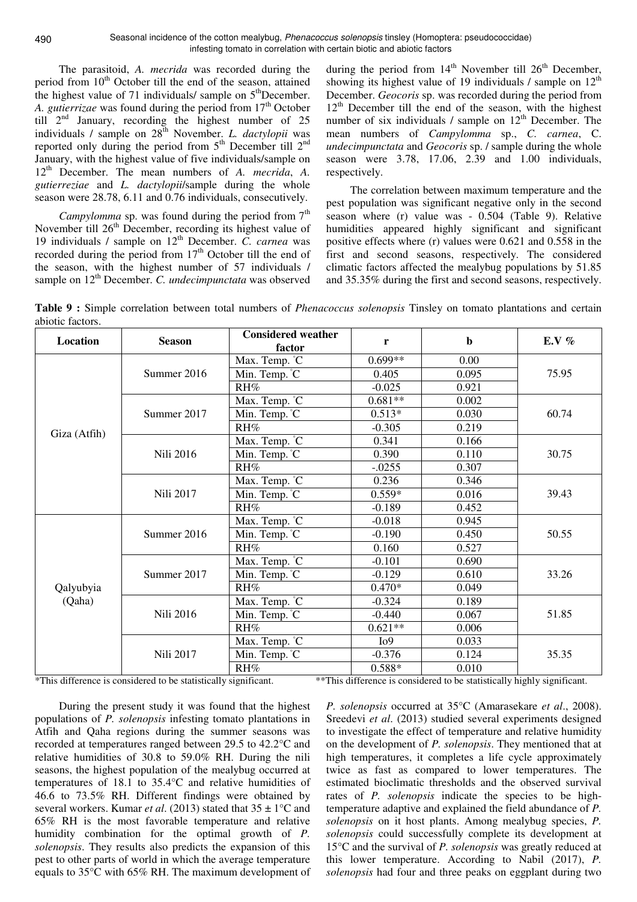The parasitoid, *A. mecrida* was recorded during the period from 10th October till the end of the season, attained the highest value of 71 individuals/ sample on 5thDecember. *A. gutierrizae* was found during the period from 17th October till 2nd January, recording the highest number of 25 individuals / sample on 28th November. *L. dactylopii* was reported only during the period from 5th December till 2nd January, with the highest value of five individuals/sample on 12th December. The mean numbers of *A. mecrida*, *A. gutierreziae* and *L. dactylopii*/sample during the whole season were 28.78, 6.11 and 0.76 individuals, consecutively.

*Campylomma* sp. was found during the period from 7th November till 26th December, recording its highest value of 19 individuals / sample on 12th December. *C. carnea* was recorded during the period from 17th October till the end of the season, with the highest number of 57 individuals / sample on 12th December. *C. undecimpunctata* was observed during the period from 14th November till 26th December, showing its highest value of 19 individuals / sample on 12th December. *Geocoris* sp. was recorded during the period from 12th December till the end of the season, with the highest number of six individuals / sample on 12th December. The mean numbers of *Campylomma* sp., *C. carnea*, C. *undecimpunctata* and *Geocoris* sp. / sample during the whole season were 3.78, 17.06, 2.39 and 1.00 individuals, respectively.

The correlation between maximum temperature and the pest population was significant negative only in the second season where (r) value was - 0.504 (Table 9). Relative humidities appeared highly significant and significant positive effects where (r) values were 0.621 and 0.558 in the first and second seasons, respectively. The considered climatic factors affected the mealybug populations by 51.85 and 35.35% during the first and second seasons, respectively.

**Table 9 :** Simple correlation between total numbers of *Phenacoccus solenopsis* Tinsley on tomato plantations and certain abiotic factors.

| Location | Season | Considered weather factor | r | b | E.V % |
|---|---|---|---|---|---|
| Giza (Atfih) | Summer 2016 | Max. Temp. ˚C | 0.699** | 0.00 | 75.95 |
| | | Min. Temp. ˚C | 0.405 | 0.095 | |
| | | RH% | -0.025 | 0.921 | |
| | Summer 2017 | Max. Temp. ˚C | 0.681** | 0.002 | 60.74 |
| | | Min. Temp. ˚C | 0.513* | 0.030 | |
| | | RH% | -0.305 | 0.219 | |
| | Nili 2016 | Max. Temp. ˚C | 0.341 | 0.166 | 30.75 |
| | | Min. Temp. ˚C | 0.390 | 0.110 | |
| | | RH% | -.0255 | 0.307 | |
| | Nili 2017 | Max. Temp. ˚C | 0.236 | 0.346 | 39.43 |
| | | Min. Temp. ˚C | 0.559* | 0.016 | |
| | | RH% | -0.189 | 0.452 | |
| Qalyubyia (Qaha) | Summer 2016 | Max. Temp. ˚C | -0.018 | 0.945 | 50.55 |
| | | Min. Temp. ˚C | -0.190 | 0.450 | |
| | | RH% | 0.160 | 0.527 | |
| | Summer 2017 | Max. Temp. ˚C | -0.101 | 0.690 | 33.26 |
| | | Min. Temp. ˚C | -0.129 | 0.610 | |
| | | RH% | 0.470* | 0.049 | |
| | Nili 2016 | Max. Temp. ˚C | -0.324 | 0.189 | 51.85 |
| | | Min. Temp. ˚C | -0.440 | 0.067 | |
| | | RH% | 0.621** | 0.006 | |
| | Nili 2017 | Max. Temp. ˚C | Io9 | 0.033 | 35.35 |
| | | Min. Temp. ˚C | -0.376 | 0.124 | |
| | | RH% | 0.588* | 0.010 | |

*This difference is considered to be statistically significant. **This difference is considered to be statistically highly significant.

During the present study it was found that the highest populations of *P. solenopsis* infesting tomato plantations in Atfih and Qaha regions during the summer seasons was recorded at temperatures ranged between 29.5 to 42.2°C and relative humidities of 30.8 to 59.0% RH. During the nili seasons, the highest population of the mealybug occurred at temperatures of 18.1 to 35.4°C and relative humidities of 46.6 to 73.5% RH. Different findings were obtained by several workers. Kumar *et al*. (2013) stated that 35 ± 1°C and 65% RH is the most favorable temperature and relative humidity combination for the optimal growth of *P. solenopsis*. They results also predicts the expansion of this pest to other parts of world in which the average temperature equals to 35°C with 65% RH. The maximum development of *P. solenopsis* occurred at 35°C (Amarasekare *et al*., 2008). Sreedevi *et al*. (2013) studied several experiments designed to investigate the effect of temperature and relative humidity on the development of *P. solenopsis*. They mentioned that at high temperatures, it completes a life cycle approximately twice as fast as compared to lower temperatures. The estimated bioclimatic thresholds and the observed survival rates of *P. solenopsis* indicate the species to be high-temperature adaptive and explained the field abundance of *P. solenopsis* on it host plants. Among mealybug species, *P. solenopsis* could successfully complete its development at 15°C and the survival of *P. solenopsis* was greatly reduced at this lower temperature. According to Nabil (2017), *P. solenopsis* had four and three peaks on eggplant during two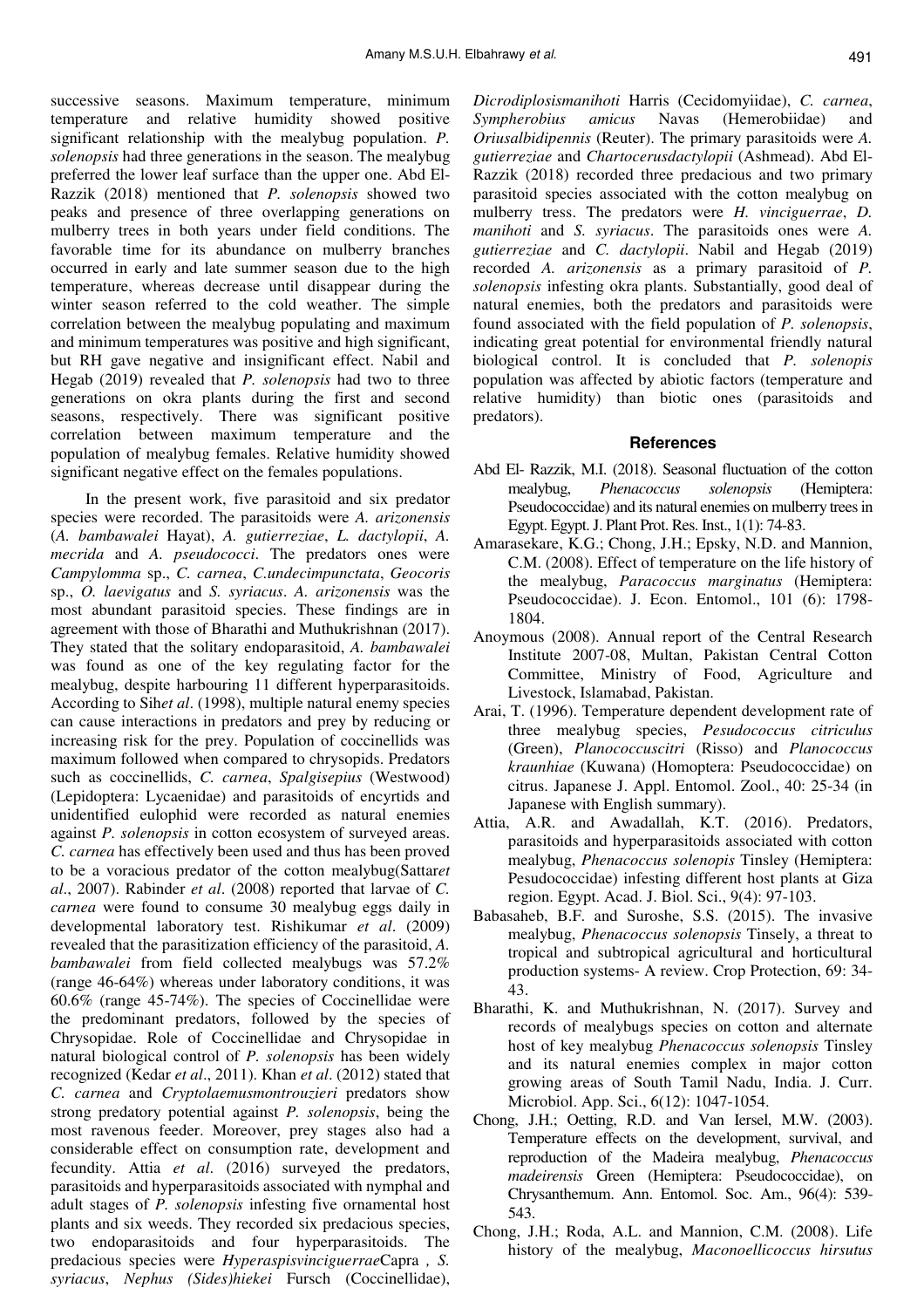successive seasons. Maximum temperature, minimum temperature and relative humidity showed positive significant relationship with the mealybug population. *P. solenopsis* had three generations in the season. The mealybug preferred the lower leaf surface than the upper one. Abd El-Razzik (2018) mentioned that *P. solenopsis* showed two peaks and presence of three overlapping generations on mulberry trees in both years under field conditions. The favorable time for its abundance on mulberry branches occurred in early and late summer season due to the high temperature, whereas decrease until disappear during the winter season referred to the cold weather. The simple correlation between the mealybug populating and maximum and minimum temperatures was positive and high significant, but RH gave negative and insignificant effect. Nabil and Hegab (2019) revealed that *P. solenopsis* had two to three generations on okra plants during the first and second seasons, respectively. There was significant positive correlation between maximum temperature and the population of mealybug females. Relative humidity showed significant negative effect on the females populations.

In the present work, five parasitoid and six predator species were recorded. The parasitoids were *A. arizonensis* (*A. bambawalei* Hayat), *A. gutierreziae*, *L. dactylopii*, *A. mecrida* and *A. pseudococci*. The predators ones were *Campylomma* sp., *C. carnea*, *C.undecimpunctata*, *Geocoris* sp., *O. laevigatus* and *S. syriacus*. *A. arizonensis* was the most abundant parasitoid species. These findings are in agreement with those of Bharathi and Muthukrishnan (2017). They stated that the solitary endoparasitoid, *A. bambawalei* was found as one of the key regulating factor for the mealybug, despite harbouring 11 different hyperparasitoids. According to Sih*et al*. (1998), multiple natural enemy species can cause interactions in predators and prey by reducing or increasing risk for the prey. Population of coccinellids was maximum followed when compared to chrysopids. Predators such as coccinellids, *C. carnea*, *Spalgisepius* (Westwood) (Lepidoptera: Lycaenidae) and parasitoids of encyrtids and unidentified eulophid were recorded as natural enemies against *P. solenopsis* in cotton ecosystem of surveyed areas. *C. carnea* has effectively been used and thus has been proved to be a voracious predator of the cotton mealybug(Sattar*et al*., 2007). Rabinder *et al*. (2008) reported that larvae of *C. carnea* were found to consume 30 mealybug eggs daily in developmental laboratory test. Rishikumar *et al*. (2009) revealed that the parasitization efficiency of the parasitoid, *A. bambawalei* from field collected mealybugs was 57.2% (range 46-64%) whereas under laboratory conditions, it was 60.6% (range 45-74%). The species of Coccinellidae were the predominant predators, followed by the species of Chrysopidae. Role of Coccinellidae and Chrysopidae in natural biological control of *P. solenopsis* has been widely recognized (Kedar *et al*., 2011). Khan *et al*. (2012) stated that *C. carnea* and *Cryptolaemusmontrouzieri* predators show strong predatory potential against *P. solenopsis*, being the most ravenous feeder. Moreover, prey stages also had a considerable effect on consumption rate, development and fecundity. Attia *et al*. (2016) surveyed the predators, parasitoids and hyperparasitoids associated with nymphal and adult stages of *P. solenopsis* infesting five ornamental host plants and six weeds. They recorded six predacious species, two endoparasitoids and four hyperparasitoids. The predacious species were *Hyperaspisvinciguerrae*Capra *, S. syriacus*, *Nephus (Sides)hiekei* Fursch (Coccinellidae), *Dicrodiplosismanihoti* Harris (Cecidomyiidae), *C. carnea*, *Sympherobius amicus* Navas (Hemerobiidae) and *Oriusalbidipennis* (Reuter). The primary parasitoids were *A. gutierreziae* and *Chartocerusdactylopii* (Ashmead). Abd El-Razzik (2018) recorded three predacious and two primary parasitoid species associated with the cotton mealybug on mulberry tress. The predators were *H. vinciguerrae*, *D. manihoti* and *S. syriacus*. The parasitoids ones were *A. gutierreziae* and *C. dactylopii*. Nabil and Hegab (2019) recorded *A. arizonensis* as a primary parasitoid of *P. solenopsis* infesting okra plants. Substantially, good deal of natural enemies, both the predators and parasitoids were found associated with the field population of *P. solenopsis*, indicating great potential for environmental friendly natural biological control. It is concluded that *P. solenopis* population was affected by abiotic factors (temperature and relative humidity) than biotic ones (parasitoids and predators).

## References

Abd El- Razzik, M.I. (2018). Seasonal fluctuation of the cotton mealybug, *Phenacoccus solenopsis* (Hemiptera: Pseudococcidae) and its natural enemies on mulberry trees in Egypt. Egypt. J. Plant Prot. Res. Inst., 1(1): 74-83.

Amarasekare, K.G.; Chong, J.H.; Epsky, N.D. and Mannion, C.M. (2008). Effect of temperature on the life history of the mealybug, *Paracoccus marginatus* (Hemiptera: Pseudococcidae). J. Econ. Entomol., 101 (6): 1798-1804.

Anoymous (2008). Annual report of the Central Research Institute 2007-08, Multan, Pakistan Central Cotton Committee, Ministry of Food, Agriculture and Livestock, Islamabad, Pakistan.

Arai, T. (1996). Temperature dependent development rate of three mealybug species, *Pesudococcus citriculus* (Green), *Planococcuscitri* (Risso) and *Planococcus kraunhiae* (Kuwana) (Homoptera: Pseudococcidae) on citrus. Japanese J. Appl. Entomol. Zool., 40: 25-34 (in Japanese with English summary).

Attia, A.R. and Awadallah, K.T. (2016). Predators, parasitoids and hyperparasitoids associated with cotton mealybug, *Phenacoccus solenopis* Tinsley (Hemiptera: Pesudococcidae) infesting different host plants at Giza region. Egypt. Acad. J. Biol. Sci., 9(4): 97-103.

Babasaheb, B.F. and Suroshe, S.S. (2015). The invasive mealybug, *Phenacoccus solenopsis* Tinsely, a threat to tropical and subtropical agricultural and horticultural production systems- A review. Crop Protection, 69: 34-43.

Bharathi, K. and Muthukrishnan, N. (2017). Survey and records of mealybugs species on cotton and alternate host of key mealybug *Phenacoccus solenopsis* Tinsley and its natural enemies complex in major cotton growing areas of South Tamil Nadu, India. J. Curr. Microbiol. App. Sci., 6(12): 1047-1054.

Chong, J.H.; Oetting, R.D. and Van Iersel, M.W. (2003). Temperature effects on the development, survival, and reproduction of the Madeira mealybug, *Phenacoccus madeirensis* Green (Hemiptera: Pseudococcidae), on Chrysanthemum. Ann. Entomol. Soc. Am., 96(4): 539-543.

Chong, J.H.; Roda, A.L. and Mannion, C.M. (2008). Life history of the mealybug, *Maconoellicoccus hirsutus*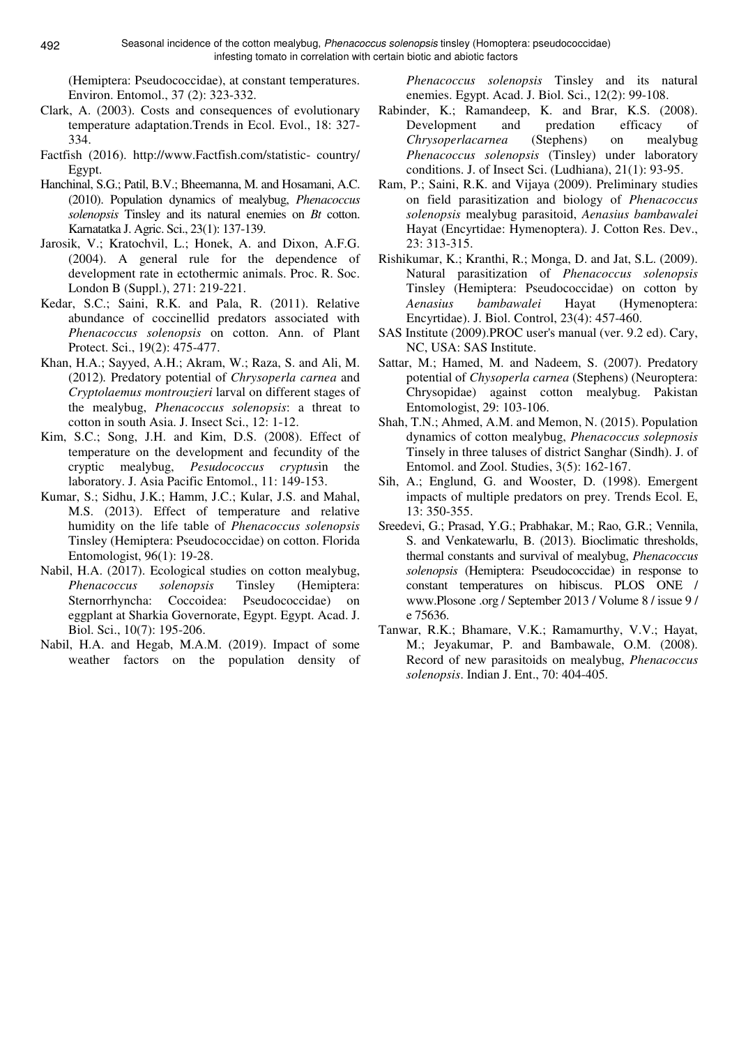(Hemiptera: Pseudococcidae), at constant temperatures. Environ. Entomol., 37 (2): 323-332.

Clark, A. (2003). Costs and consequences of evolutionary temperature adaptation.Trends in Ecol. Evol., 18: 327-334.

Factfish (2016). http://www.Factfish.com/statistic- country/ Egypt.

Hanchinal, S.G.; Patil, B.V.; Bheemanna, M. and Hosamani, A.C. (2010). Population dynamics of mealybug, *Phenacoccus solenopsis* Tinsley and its natural enemies on *Bt* cotton. Karnatatka J. Agric. Sci., 23(1): 137-139.

Jarosik, V.; Kratochvil, L.; Honek, A. and Dixon, A.F.G. (2004). A general rule for the dependence of development rate in ectothermic animals. Proc. R. Soc. London B (Suppl.), 271: 219-221.

Kedar, S.C.; Saini, R.K. and Pala, R. (2011). Relative abundance of coccinellid predators associated with *Phenacoccus solenopsis* on cotton. Ann. of Plant Protect. Sci., 19(2): 475-477.

Khan, H.A.; Sayyed, A.H.; Akram, W.; Raza, S. and Ali, M. (2012). Predatory potential of *Chrysoperla carnea* and *Cryptolaemus montrouzieri* larval on different stages of the mealybug, *Phenacoccus solenopsis*: a threat to cotton in south Asia. J. Insect Sci., 12: 1-12.

Kim, S.C.; Song, J.H. and Kim, D.S. (2008). Effect of temperature on the development and fecundity of the cryptic mealybug, *Pesudococcus cryptus*in the laboratory. J. Asia Pacific Entomol., 11: 149-153.

Kumar, S.; Sidhu, J.K.; Hamm, J.C.; Kular, J.S. and Mahal, M.S. (2013). Effect of temperature and relative humidity on the life table of *Phenacoccus solenopsis* Tinsley (Hemiptera: Pseudococcidae) on cotton. Florida Entomologist, 96(1): 19-28.

Nabil, H.A. (2017). Ecological studies on cotton mealybug, *Phenacoccus solenopsis* Tinsley (Hemiptera: Sternorrhyncha: Coccoidea: Pseudococcidae) on eggplant at Sharkia Governorate, Egypt. Egypt. Acad. J. Biol. Sci., 10(7): 195-206.

Nabil, H.A. and Hegab, M.A.M. (2019). Impact of some weather factors on the population density of *Phenacoccus solenopsis* Tinsley and its natural enemies. Egypt. Acad. J. Biol. Sci., 12(2): 99-108.

Rabinder, K.; Ramandeep, K. and Brar, K.S. (2008). Development and predation efficacy of *Chrysoperlacarnea* (Stephens) on mealybug *Phenacoccus solenopsis* (Tinsley) under laboratory conditions. J. of Insect Sci. (Ludhiana), 21(1): 93-95.

Ram, P.; Saini, R.K. and Vijaya (2009). Preliminary studies on field parasitization and biology of *Phenacoccus solenopsis* mealybug parasitoid, *Aenasius bambawalei* Hayat (Encyrtidae: Hymenoptera). J. Cotton Res. Dev., 23: 313-315.

Rishikumar, K.; Kranthi, R.; Monga, D. and Jat, S.L. (2009). Natural parasitization of *Phenacoccus solenopsis* Tinsley (Hemiptera: Pseudococcidae) on cotton by *Aenasius bambawalei* Hayat (Hymenoptera: Encyrtidae). J. Biol. Control, 23(4): 457-460.

SAS Institute (2009).PROC user's manual (ver. 9.2 ed). Cary, NC, USA: SAS Institute.

Sattar, M.; Hamed, M. and Nadeem, S. (2007). Predatory potential of *Chysoperla carnea* (Stephens) (Neuroptera: Chrysopidae) against cotton mealybug. Pakistan Entomologist, 29: 103-106.

Shah, T.N.; Ahmed, A.M. and Memon, N. (2015). Population dynamics of cotton mealybug, *Phenacoccus solepnosis* Tinsely in three taluses of district Sanghar (Sindh). J. of Entomol. and Zool. Studies, 3(5): 162-167.

Sih, A.; Englund, G. and Wooster, D. (1998). Emergent impacts of multiple predators on prey. Trends Ecol. E, 13: 350-355.

Sreedevi, G.; Prasad, Y.G.; Prabhakar, M.; Rao, G.R.; Vennila, S. and Venkatewarlu, B. (2013). Bioclimatic thresholds, thermal constants and survival of mealybug, *Phenacoccus solenopsis* (Hemiptera: Pseudococcidae) in response to constant temperatures on hibiscus. PLOS ONE / www.Plosone .org / September 2013 / Volume 8 / issue 9 / e 75636.

Tanwar, R.K.; Bhamare, V.K.; Ramamurthy, V.V.; Hayat, M.; Jeyakumar, P. and Bambawale, O.M. (2008). Record of new parasitoids on mealybug, *Phenacoccus solenopsis*. Indian J. Ent., 70: 404-405.